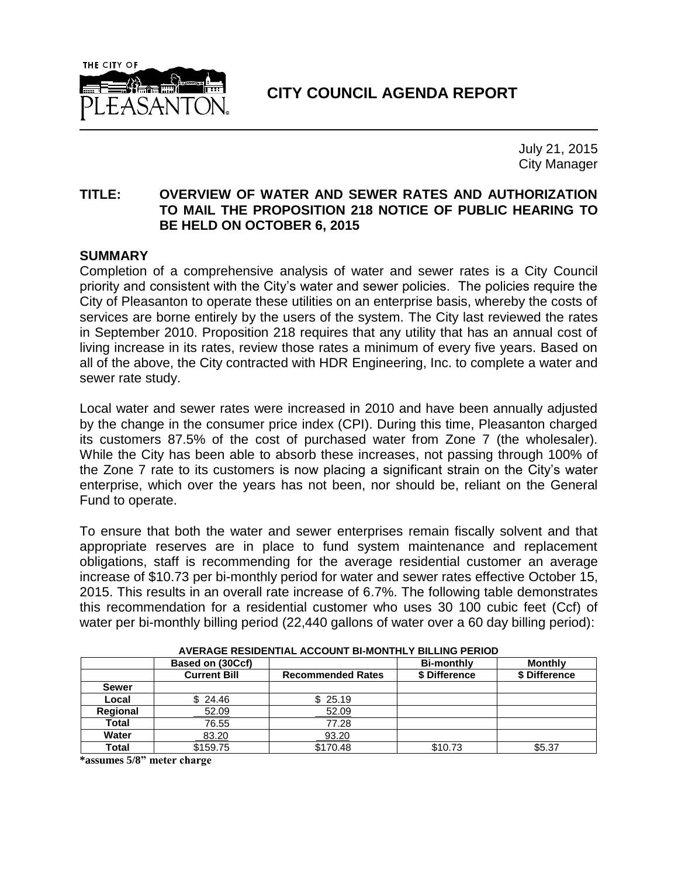THE CITY OF PLEASANTON

# CITY COUNCIL AGENDA REPORT

July 21, 2015
City Manager

**TITLE: OVERVIEW OF WATER AND SEWER RATES AND AUTHORIZATION TO MAIL THE PROPOSITION 218 NOTICE OF PUBLIC HEARING TO BE HELD ON OCTOBER 6, 2015**

## SUMMARY

Completion of a comprehensive analysis of water and sewer rates is a City Council priority and consistent with the City's water and sewer policies. The policies require the City of Pleasanton to operate these utilities on an enterprise basis, whereby the costs of services are borne entirely by the users of the system. The City last reviewed the rates in September 2010. Proposition 218 requires that any utility that has an annual cost of living increase in its rates, review those rates a minimum of every five years. Based on all of the above, the City contracted with HDR Engineering, Inc. to complete a water and sewer rate study.

Local water and sewer rates were increased in 2010 and have been annually adjusted by the change in the consumer price index (CPI). During this time, Pleasanton charged its customers 87.5% of the cost of purchased water from Zone 7 (the wholesaler). While the City has been able to absorb these increases, not passing through 100% of the Zone 7 rate to its customers is now placing a significant strain on the City's water enterprise, which over the years has not been, nor should be, reliant on the General Fund to operate.

To ensure that both the water and sewer enterprises remain fiscally solvent and that appropriate reserves are in place to fund system maintenance and replacement obligations, staff is recommending for the average residential customer an average increase of $10.73 per bi-monthly period for water and sewer rates effective October 15, 2015. This results in an overall rate increase of 6.7%. The following table demonstrates this recommendation for a residential customer who uses 30 100 cubic feet (Ccf) of water per bi-monthly billing period (22,440 gallons of water over a 60 day billing period):

**AVERAGE RESIDENTIAL ACCOUNT BI-MONTHLY BILLING PERIOD**

| | Based on (30Ccf) | | Bi-monthly | Monthly |
|---|---|---|---|---|
| | **Current Bill** | **Recommended Rates** | **$ Difference** | **$ Difference** |
| **Sewer** | | | | |
| **Local** | $ 24.46 | $ 25.19 | | |
| **Regional** | 52.09 | 52.09 | | |
| **Total** | 76.55 | 77.28 | | |
| **Water** | 83.20 | 93.20 | | |
| **Total** | $159.75 | $170.48 | $10.73 | $5.37 |

**\*assumes 5/8" meter charge**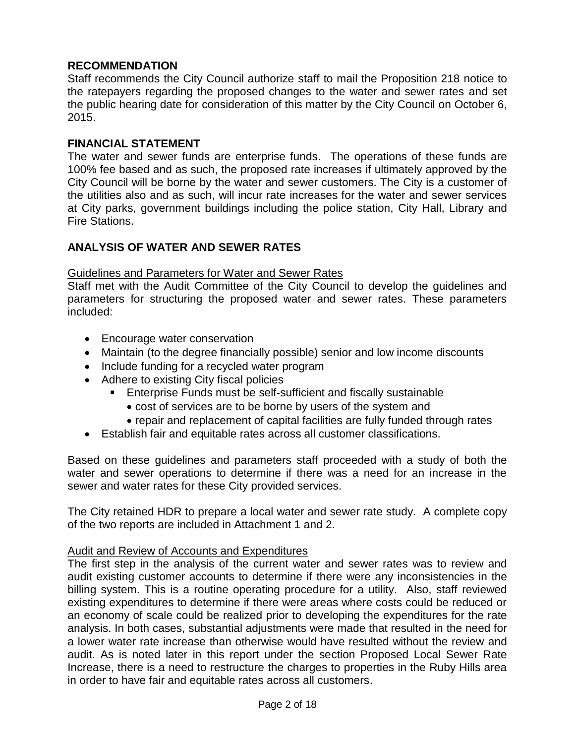## RECOMMENDATION

Staff recommends the City Council authorize staff to mail the Proposition 218 notice to the ratepayers regarding the proposed changes to the water and sewer rates and set the public hearing date for consideration of this matter by the City Council on October 6, 2015.

## FINANCIAL STATEMENT

The water and sewer funds are enterprise funds. The operations of these funds are 100% fee based and as such, the proposed rate increases if ultimately approved by the City Council will be borne by the water and sewer customers. The City is a customer of the utilities also and as such, will incur rate increases for the water and sewer services at City parks, government buildings including the police station, City Hall, Library and Fire Stations.

## ANALYSIS OF WATER AND SEWER RATES

Guidelines and Parameters for Water and Sewer Rates

Staff met with the Audit Committee of the City Council to develop the guidelines and parameters for structuring the proposed water and sewer rates. These parameters included:

- Encourage water conservation
- Maintain (to the degree financially possible) senior and low income discounts
- Include funding for a recycled water program
- Adhere to existing City fiscal policies
  - Enterprise Funds must be self-sufficient and fiscally sustainable
    - cost of services are to be borne by users of the system and
    - repair and replacement of capital facilities are fully funded through rates
- Establish fair and equitable rates across all customer classifications.

Based on these guidelines and parameters staff proceeded with a study of both the water and sewer operations to determine if there was a need for an increase in the sewer and water rates for these City provided services.

The City retained HDR to prepare a local water and sewer rate study. A complete copy of the two reports are included in Attachment 1 and 2.

Audit and Review of Accounts and Expenditures

The first step in the analysis of the current water and sewer rates was to review and audit existing customer accounts to determine if there were any inconsistencies in the billing system. This is a routine operating procedure for a utility. Also, staff reviewed existing expenditures to determine if there were areas where costs could be reduced or an economy of scale could be realized prior to developing the expenditures for the rate analysis. In both cases, substantial adjustments were made that resulted in the need for a lower water rate increase than otherwise would have resulted without the review and audit. As is noted later in this report under the section Proposed Local Sewer Rate Increase, there is a need to restructure the charges to properties in the Ruby Hills area in order to have fair and equitable rates across all customers.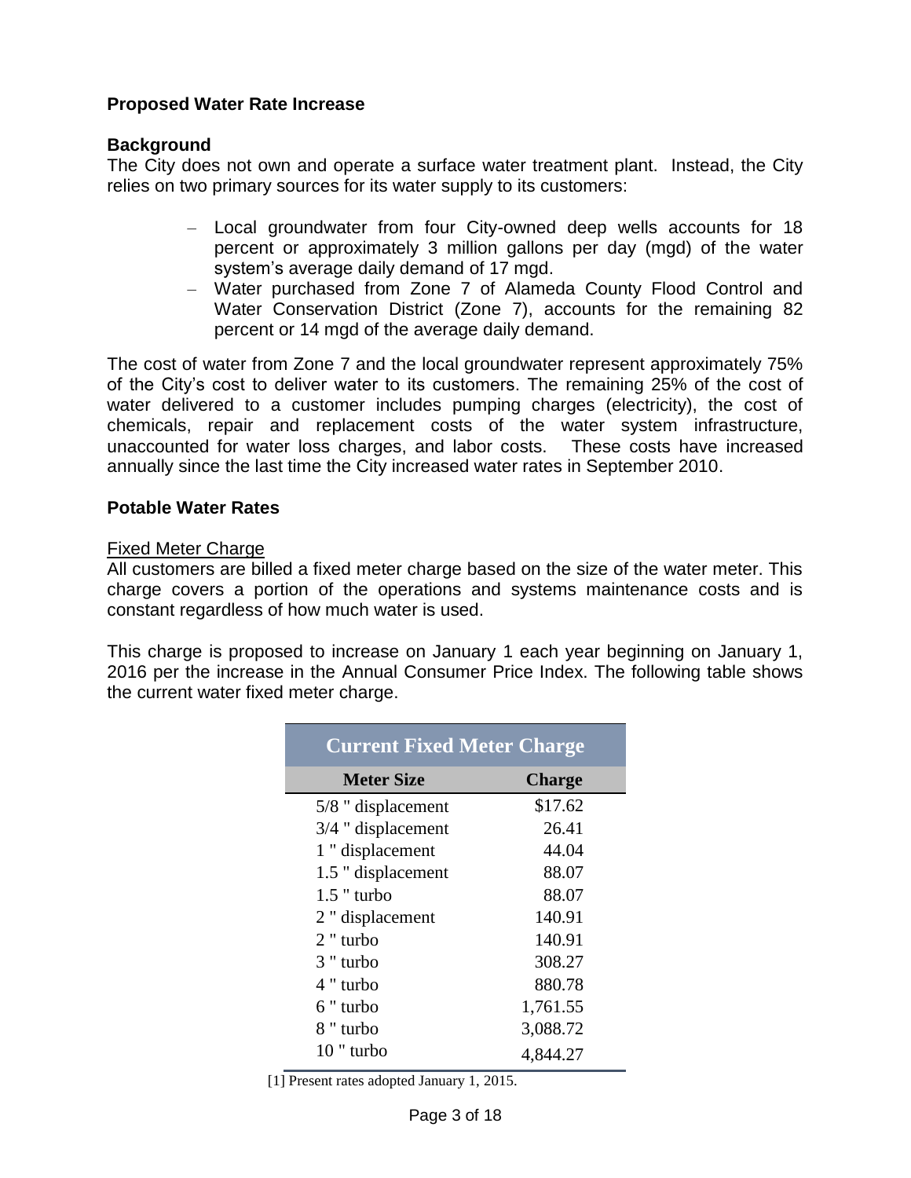## Proposed Water Rate Increase

### Background

The City does not own and operate a surface water treatment plant. Instead, the City relies on two primary sources for its water supply to its customers:

- Local groundwater from four City-owned deep wells accounts for 18 percent or approximately 3 million gallons per day (mgd) of the water system's average daily demand of 17 mgd.
- Water purchased from Zone 7 of Alameda County Flood Control and Water Conservation District (Zone 7), accounts for the remaining 82 percent or 14 mgd of the average daily demand.

The cost of water from Zone 7 and the local groundwater represent approximately 75% of the City's cost to deliver water to its customers. The remaining 25% of the cost of water delivered to a customer includes pumping charges (electricity), the cost of chemicals, repair and replacement costs of the water system infrastructure, unaccounted for water loss charges, and labor costs. These costs have increased annually since the last time the City increased water rates in September 2010.

### Potable Water Rates

Fixed Meter Charge

All customers are billed a fixed meter charge based on the size of the water meter. This charge covers a portion of the operations and systems maintenance costs and is constant regardless of how much water is used.

This charge is proposed to increase on January 1 each year beginning on January 1, 2016 per the increase in the Annual Consumer Price Index. The following table shows the current water fixed meter charge.

**Current Fixed Meter Charge**

| Meter Size | Charge |
|---|---|
| 5/8 " displacement | $17.62 |
| 3/4 " displacement | 26.41 |
| 1 " displacement | 44.04 |
| 1.5 " displacement | 88.07 |
| 1.5 " turbo | 88.07 |
| 2 " displacement | 140.91 |
| 2 " turbo | 140.91 |
| 3 " turbo | 308.27 |
| 4 " turbo | 880.78 |
| 6 " turbo | 1,761.55 |
| 8 " turbo | 3,088.72 |
| 10 " turbo | 4,844.27 |

[1] Present rates adopted January 1, 2015.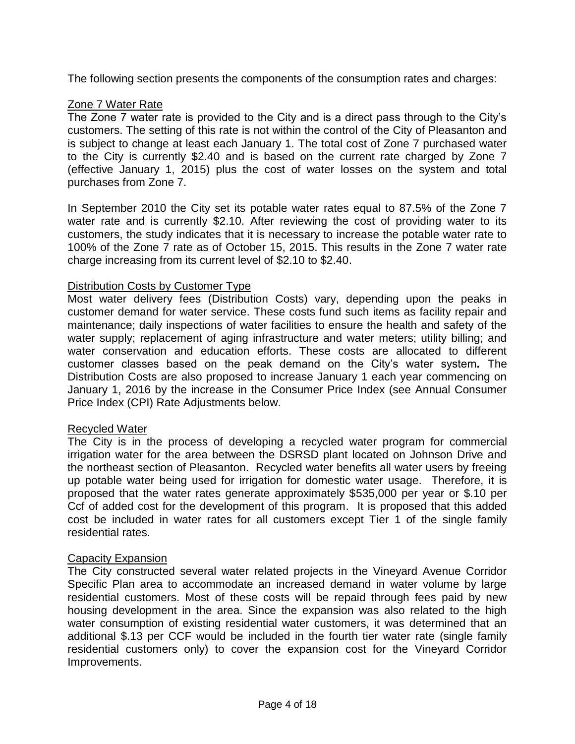The following section presents the components of the consumption rates and charges:

<u>Zone 7 Water Rate</u>

The Zone 7 water rate is provided to the City and is a direct pass through to the City's customers. The setting of this rate is not within the control of the City of Pleasanton and is subject to change at least each January 1. The total cost of Zone 7 purchased water to the City is currently $2.40 and is based on the current rate charged by Zone 7 (effective January 1, 2015) plus the cost of water losses on the system and total purchases from Zone 7.

In September 2010 the City set its potable water rates equal to 87.5% of the Zone 7 water rate and is currently $2.10. After reviewing the cost of providing water to its customers, the study indicates that it is necessary to increase the potable water rate to 100% of the Zone 7 rate as of October 15, 2015. This results in the Zone 7 water rate charge increasing from its current level of $2.10 to $2.40.

<u>Distribution Costs by Customer Type</u>

Most water delivery fees (Distribution Costs) vary, depending upon the peaks in customer demand for water service. These costs fund such items as facility repair and maintenance; daily inspections of water facilities to ensure the health and safety of the water supply; replacement of aging infrastructure and water meters; utility billing; and water conservation and education efforts. These costs are allocated to different customer classes based on the peak demand on the City's water system**.** The Distribution Costs are also proposed to increase January 1 each year commencing on January 1, 2016 by the increase in the Consumer Price Index (see Annual Consumer Price Index (CPI) Rate Adjustments below.

<u>Recycled Water</u>

The City is in the process of developing a recycled water program for commercial irrigation water for the area between the DSRSD plant located on Johnson Drive and the northeast section of Pleasanton. Recycled water benefits all water users by freeing up potable water being used for irrigation for domestic water usage. Therefore, it is proposed that the water rates generate approximately $535,000 per year or $.10 per Ccf of added cost for the development of this program. It is proposed that this added cost be included in water rates for all customers except Tier 1 of the single family residential rates.

<u>Capacity Expansion</u>

The City constructed several water related projects in the Vineyard Avenue Corridor Specific Plan area to accommodate an increased demand in water volume by large residential customers. Most of these costs will be repaid through fees paid by new housing development in the area. Since the expansion was also related to the high water consumption of existing residential water customers, it was determined that an additional $.13 per CCF would be included in the fourth tier water rate (single family residential customers only) to cover the expansion cost for the Vineyard Corridor Improvements.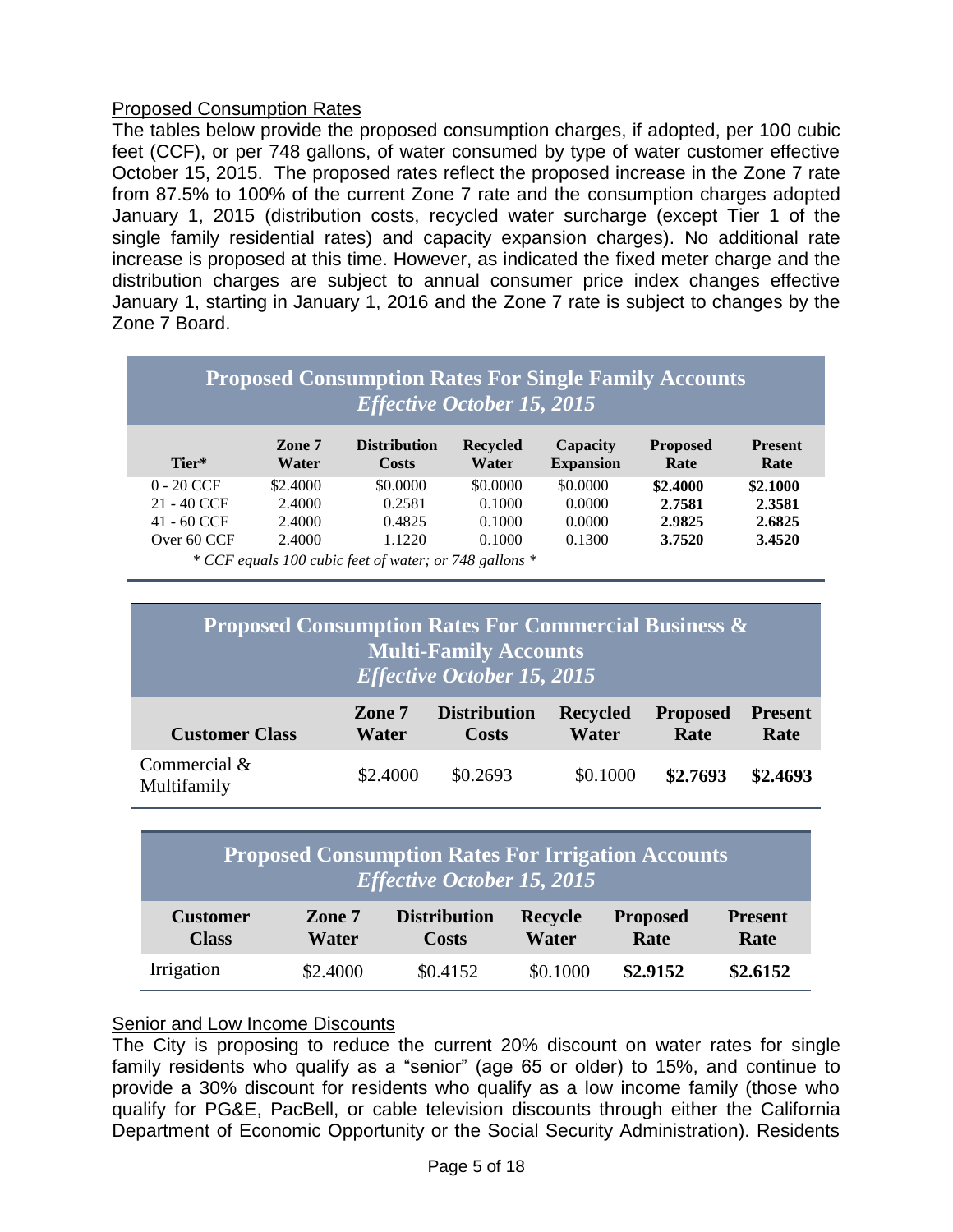## Proposed Consumption Rates

The tables below provide the proposed consumption charges, if adopted, per 100 cubic feet (CCF), or per 748 gallons, of water consumed by type of water customer effective October 15, 2015. The proposed rates reflect the proposed increase in the Zone 7 rate from 87.5% to 100% of the current Zone 7 rate and the consumption charges adopted January 1, 2015 (distribution costs, recycled water surcharge (except Tier 1 of the single family residential rates) and capacity expansion charges). No additional rate increase is proposed at this time. However, as indicated the fixed meter charge and the distribution charges are subject to annual consumer price index changes effective January 1, starting in January 1, 2016 and the Zone 7 rate is subject to changes by the Zone 7 Board.

**Proposed Consumption Rates For Single Family Accounts**
*Effective October 15, 2015*

| Tier* | Zone 7 Water | Distribution Costs | Recycled Water | Capacity Expansion | Proposed Rate | Present Rate |
|---|---|---|---|---|---|---|
| 0 - 20 CCF | $2.4000 | $0.0000 | $0.0000 | $0.0000 | **$2.4000** | **$2.1000** |
| 21 - 40 CCF | 2.4000 | 0.2581 | 0.1000 | 0.0000 | **2.7581** | **2.3581** |
| 41 - 60 CCF | 2.4000 | 0.4825 | 0.1000 | 0.0000 | **2.9825** | **2.6825** |
| Over 60 CCF | 2.4000 | 1.1220 | 0.1000 | 0.1300 | **3.7520** | **3.4520** |

*\* CCF equals 100 cubic feet of water; or 748 gallons \**

**Proposed Consumption Rates For Commercial Business & Multi-Family Accounts**
*Effective October 15, 2015*

| Customer Class | Zone 7 Water | Distribution Costs | Recycled Water | Proposed Rate | Present Rate |
|---|---|---|---|---|---|
| Commercial & Multifamily | $2.4000 | $0.2693 | $0.1000 | **$2.7693** | **$2.4693** |

**Proposed Consumption Rates For Irrigation Accounts**
*Effective October 15, 2015*

| Customer Class | Zone 7 Water | Distribution Costs | Recycle Water | Proposed Rate | Present Rate |
|---|---|---|---|---|---|
| Irrigation | $2.4000 | $0.4152 | $0.1000 | **$2.9152** | **$2.6152** |

## Senior and Low Income Discounts

The City is proposing to reduce the current 20% discount on water rates for single family residents who qualify as a "senior" (age 65 or older) to 15%, and continue to provide a 30% discount for residents who qualify as a low income family (those who qualify for PG&E, PacBell, or cable television discounts through either the California Department of Economic Opportunity or the Social Security Administration). Residents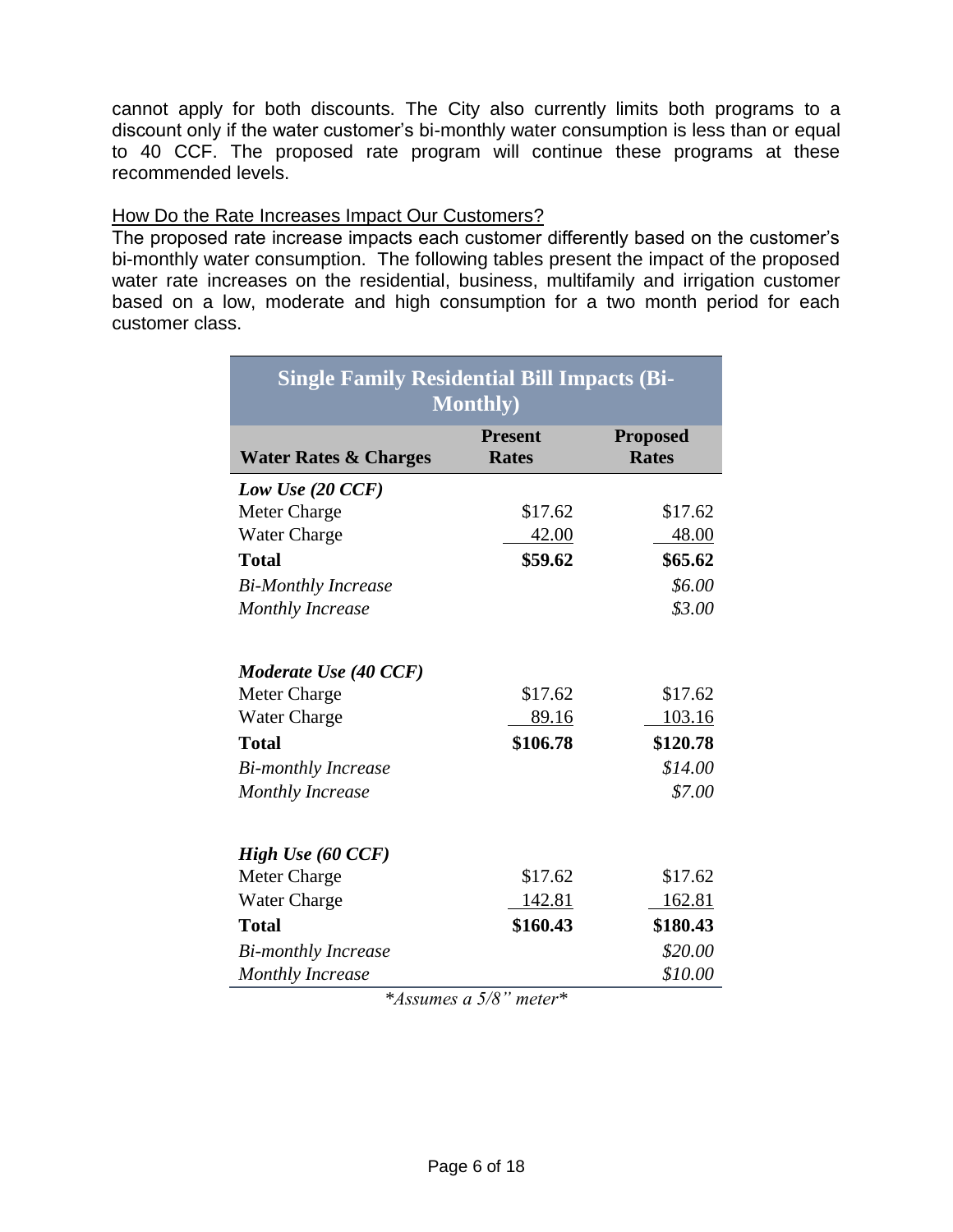cannot apply for both discounts. The City also currently limits both programs to a discount only if the water customer's bi-monthly water consumption is less than or equal to 40 CCF. The proposed rate program will continue these programs at these recommended levels.

How Do the Rate Increases Impact Our Customers?

The proposed rate increase impacts each customer differently based on the customer's bi-monthly water consumption. The following tables present the impact of the proposed water rate increases on the residential, business, multifamily and irrigation customer based on a low, moderate and high consumption for a two month period for each customer class.

| Single Family Residential Bill Impacts (Bi-Monthly) | | |
|---|---|---|
| **Water Rates & Charges** | **Present Rates** | **Proposed Rates** |
| ***Low Use (20 CCF)*** | | |
| Meter Charge | $17.62 | $17.62 |
| Water Charge | 42.00 | 48.00 |
| **Total** | **$59.62** | **$65.62** |
| *Bi-Monthly Increase* | | *$6.00* |
| *Monthly Increase* | | *$3.00* |
| ***Moderate Use (40 CCF)*** | | |
| Meter Charge | $17.62 | $17.62 |
| Water Charge | 89.16 | 103.16 |
| **Total** | **$106.78** | **$120.78** |
| *Bi-monthly Increase* | | *$14.00* |
| *Monthly Increase* | | *$7.00* |
| ***High Use (60 CCF)*** | | |
| Meter Charge | $17.62 | $17.62 |
| Water Charge | 142.81 | 162.81 |
| **Total** | **$160.43** | **$180.43** |
| *Bi-monthly Increase* | | *$20.00* |
| *Monthly Increase* | | *$10.00* |

*\*Assumes a 5/8" meter\**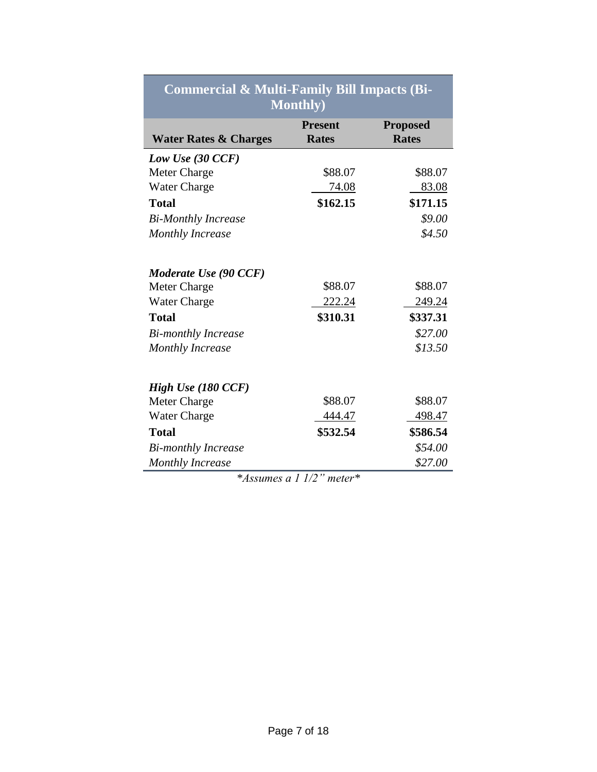| Commercial & Multi-Family Bill Impacts (Bi-Monthly) | | |
|---|---|---|
| **Water Rates & Charges** | **Present Rates** | **Proposed Rates** |
| ***Low Use (30 CCF)*** | | |
| Meter Charge | \$88.07 | \$88.07 |
| Water Charge | 74.08 | 83.08 |
| **Total** | **\$162.15** | **\$171.15** |
| *Bi-Monthly Increase* | | *\$9.00* |
| *Monthly Increase* | | *\$4.50* |
| ***Moderate Use (90 CCF)*** | | |
| Meter Charge | \$88.07 | \$88.07 |
| Water Charge | 222.24 | 249.24 |
| **Total** | **\$310.31** | **\$337.31** |
| *Bi-monthly Increase* | | *\$27.00* |
| *Monthly Increase* | | *\$13.50* |
| ***High Use (180 CCF)*** | | |
| Meter Charge | \$88.07 | \$88.07 |
| Water Charge | 444.47 | 498.47 |
| **Total** | **\$532.54** | **\$586.54** |
| *Bi-monthly Increase* | | *\$54.00* |
| *Monthly Increase* | | *\$27.00* |

*\*Assumes a 1 1/2" meter\**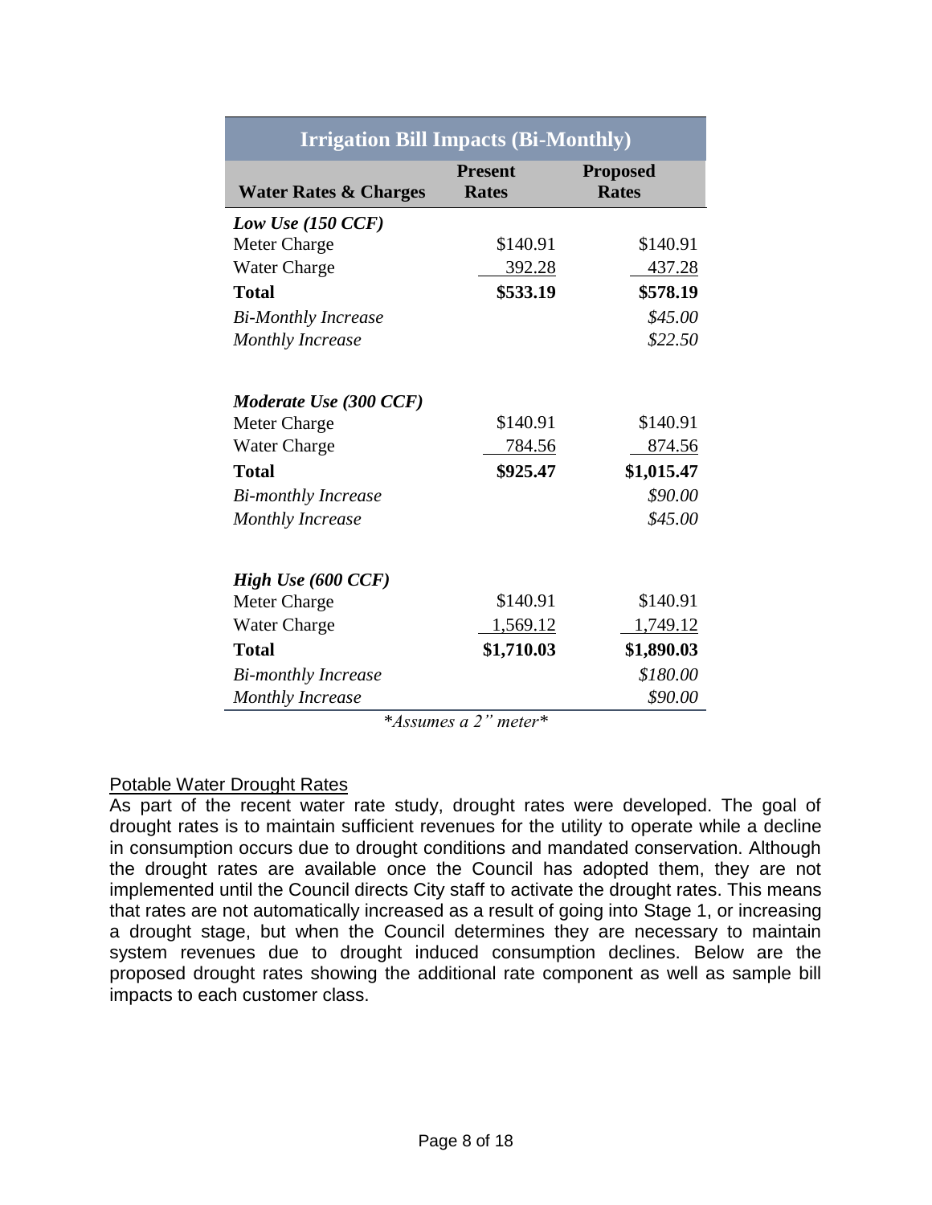| Irrigation Bill Impacts (Bi-Monthly) | | |
|---|---|---|
| **Water Rates & Charges** | **Present Rates** | **Proposed Rates** |
| ***Low Use (150 CCF)*** | | |
| Meter Charge | $140.91 | $140.91 |
| Water Charge | 392.28 | 437.28 |
| **Total** | **$533.19** | **$578.19** |
| *Bi-Monthly Increase* | | *$45.00* |
| *Monthly Increase* | | *$22.50* |
| | | |
| ***Moderate Use (300 CCF)*** | | |
| Meter Charge | $140.91 | $140.91 |
| Water Charge | 784.56 | 874.56 |
| **Total** | **$925.47** | **$1,015.47** |
| *Bi-monthly Increase* | | *$90.00* |
| *Monthly Increase* | | *$45.00* |
| | | |
| ***High Use (600 CCF)*** | | |
| Meter Charge | $140.91 | $140.91 |
| Water Charge | 1,569.12 | 1,749.12 |
| **Total** | **$1,710.03** | **$1,890.03** |
| *Bi-monthly Increase* | | *$180.00* |
| *Monthly Increase* | | *$90.00* |

*\*Assumes a 2" meter\**

Potable Water Drought Rates

As part of the recent water rate study, drought rates were developed. The goal of drought rates is to maintain sufficient revenues for the utility to operate while a decline in consumption occurs due to drought conditions and mandated conservation. Although the drought rates are available once the Council has adopted them, they are not implemented until the Council directs City staff to activate the drought rates. This means that rates are not automatically increased as a result of going into Stage 1, or increasing a drought stage, but when the Council determines they are necessary to maintain system revenues due to drought induced consumption declines. Below are the proposed drought rates showing the additional rate component as well as sample bill impacts to each customer class.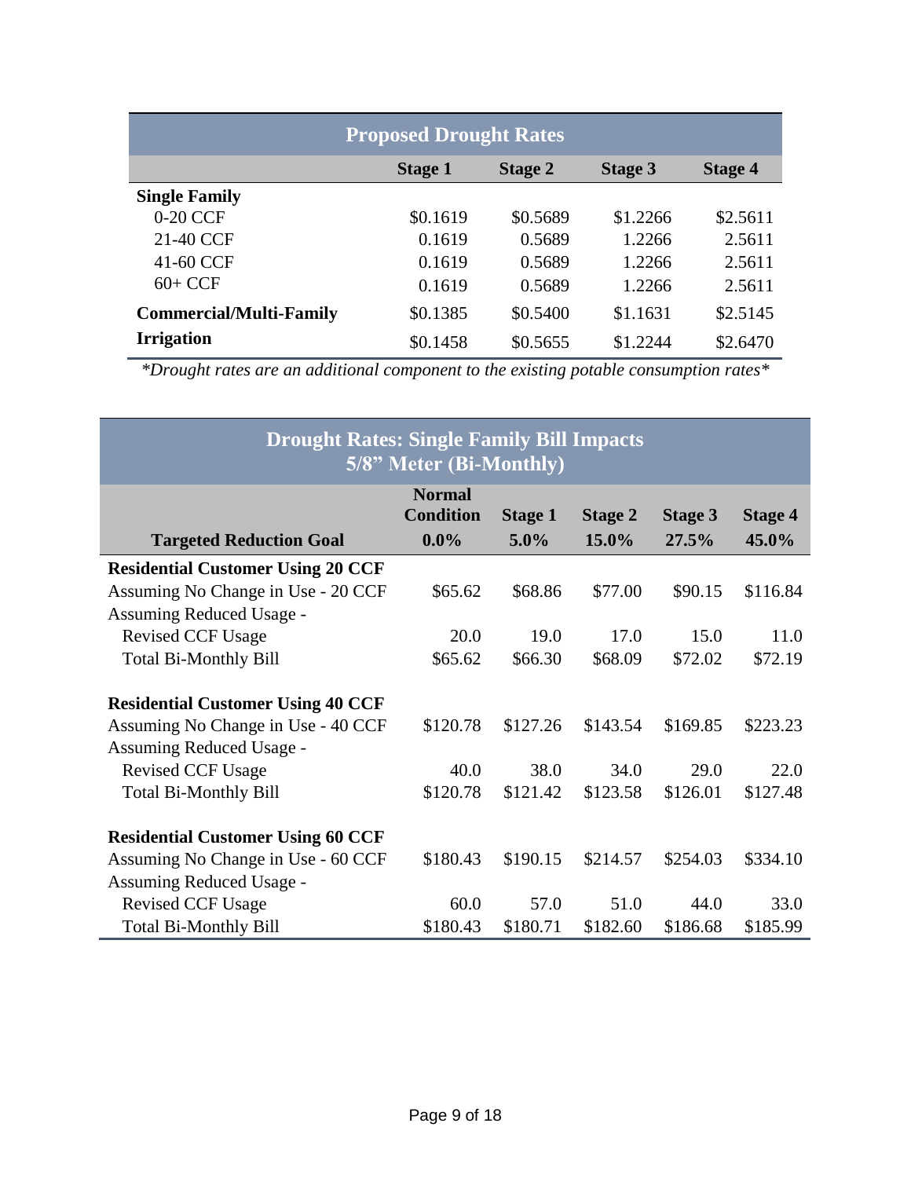| Proposed Drought Rates | | | | |
|---|---|---|---|---|
| | **Stage 1** | **Stage 2** | **Stage 3** | **Stage 4** |
| **Single Family** | | | | |
| 0-20 CCF | $0.1619 | $0.5689 | $1.2266 | $2.5611 |
| 21-40 CCF | 0.1619 | 0.5689 | 1.2266 | 2.5611 |
| 41-60 CCF | 0.1619 | 0.5689 | 1.2266 | 2.5611 |
| 60+ CCF | 0.1619 | 0.5689 | 1.2266 | 2.5611 |
| **Commercial/Multi-Family** | $0.1385 | $0.5400 | $1.1631 | $2.5145 |
| **Irrigation** | $0.1458 | $0.5655 | $1.2244 | $2.6470 |

*\*Drought rates are an additional component to the existing potable consumption rates\**

| Drought Rates: Single Family Bill Impacts 5/8" Meter (Bi-Monthly) | | | | | |
|---|---|---|---|---|---|
| **Targeted Reduction Goal** | **Normal Condition 0.0%** | **Stage 1 5.0%** | **Stage 2 15.0%** | **Stage 3 27.5%** | **Stage 4 45.0%** |
| **Residential Customer Using 20 CCF** | | | | | |
| Assuming No Change in Use - 20 CCF | $65.62 | $68.86 | $77.00 | $90.15 | $116.84 |
| Assuming Reduced Usage - | | | | | |
| Revised CCF Usage | 20.0 | 19.0 | 17.0 | 15.0 | 11.0 |
| Total Bi-Monthly Bill | $65.62 | $66.30 | $68.09 | $72.02 | $72.19 |
| **Residential Customer Using 40 CCF** | | | | | |
| Assuming No Change in Use - 40 CCF | $120.78 | $127.26 | $143.54 | $169.85 | $223.23 |
| Assuming Reduced Usage - | | | | | |
| Revised CCF Usage | 40.0 | 38.0 | 34.0 | 29.0 | 22.0 |
| Total Bi-Monthly Bill | $120.78 | $121.42 | $123.58 | $126.01 | $127.48 |
| **Residential Customer Using 60 CCF** | | | | | |
| Assuming No Change in Use - 60 CCF | $180.43 | $190.15 | $214.57 | $254.03 | $334.10 |
| Assuming Reduced Usage - | | | | | |
| Revised CCF Usage | 60.0 | 57.0 | 51.0 | 44.0 | 33.0 |
| Total Bi-Monthly Bill | $180.43 | $180.71 | $182.60 | $186.68 | $185.99 |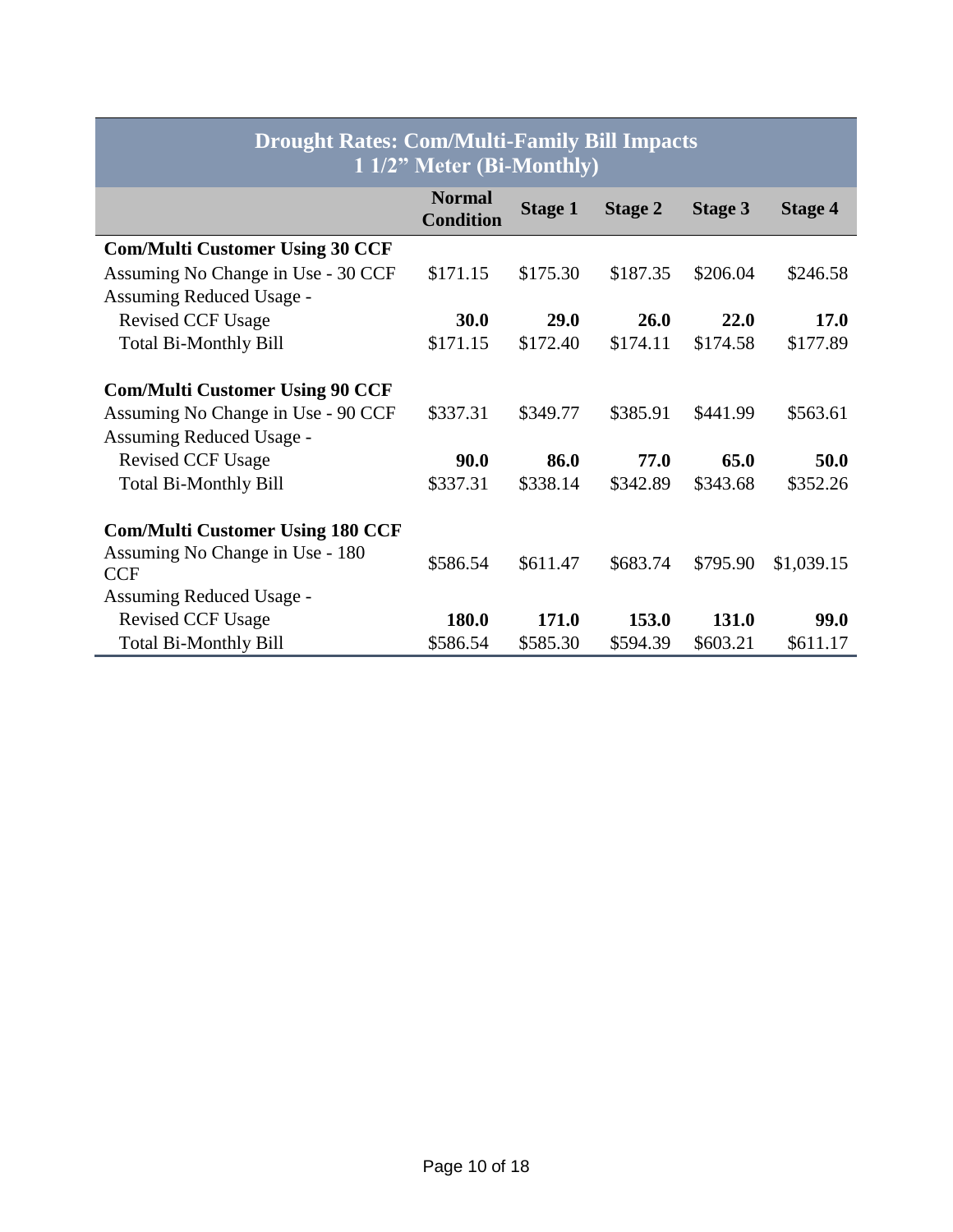| Drought Rates: Com/Multi-Family Bill Impacts<br>1 1/2" Meter (Bi-Monthly) | | | | | |
|---|---|---|---|---|---|
| | **Normal Condition** | **Stage 1** | **Stage 2** | **Stage 3** | **Stage 4** |
| **Com/Multi Customer Using 30 CCF** | | | | | |
| Assuming No Change in Use - 30 CCF | $171.15 | $175.30 | $187.35 | $206.04 | $246.58 |
| Assuming Reduced Usage - | | | | | |
| Revised CCF Usage | **30.0** | **29.0** | **26.0** | **22.0** | **17.0** |
| Total Bi-Monthly Bill | $171.15 | $172.40 | $174.11 | $174.58 | $177.89 |
| **Com/Multi Customer Using 90 CCF** | | | | | |
| Assuming No Change in Use - 90 CCF | $337.31 | $349.77 | $385.91 | $441.99 | $563.61 |
| Assuming Reduced Usage - | | | | | |
| Revised CCF Usage | **90.0** | **86.0** | **77.0** | **65.0** | **50.0** |
| Total Bi-Monthly Bill | $337.31 | $338.14 | $342.89 | $343.68 | $352.26 |
| **Com/Multi Customer Using 180 CCF** | | | | | |
| Assuming No Change in Use - 180 CCF | $586.54 | $611.47 | $683.74 | $795.90 | $1,039.15 |
| Assuming Reduced Usage - | | | | | |
| Revised CCF Usage | **180.0** | **171.0** | **153.0** | **131.0** | **99.0** |
| Total Bi-Monthly Bill | $586.54 | $585.30 | $594.39 | $603.21 | $611.17 |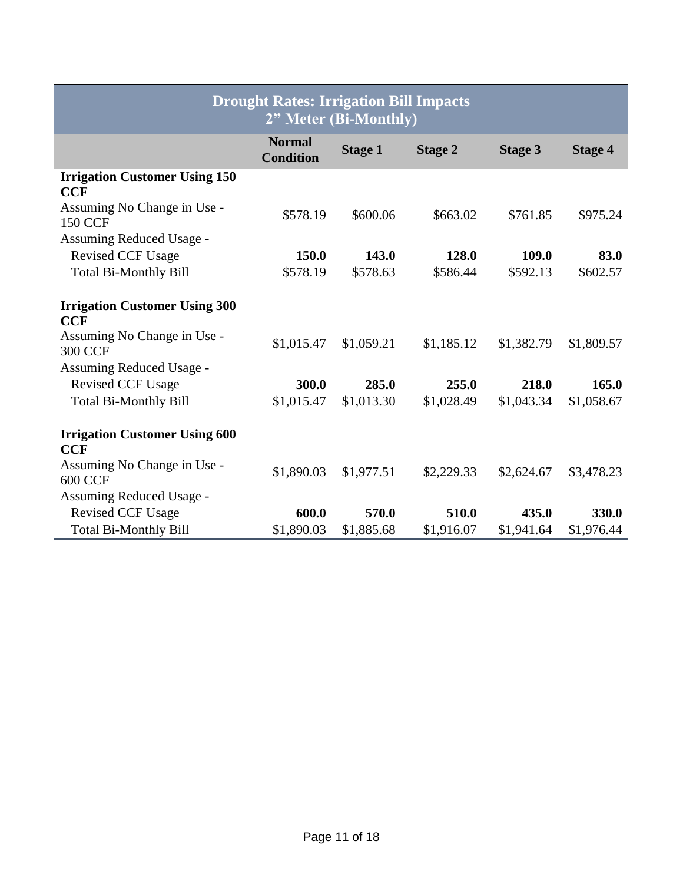| Drought Rates: Irrigation Bill Impacts<br>2" Meter (Bi-Monthly) | | | | | |
|---|---|---|---|---|---|
| | **Normal Condition** | **Stage 1** | **Stage 2** | **Stage 3** | **Stage 4** |
| **Irrigation Customer Using 150 CCF** | | | | | |
| Assuming No Change in Use - 150 CCF | $578.19 | $600.06 | $663.02 | $761.85 | $975.24 |
| Assuming Reduced Usage - | | | | | |
| Revised CCF Usage | **150.0** | **143.0** | **128.0** | **109.0** | **83.0** |
| Total Bi-Monthly Bill | $578.19 | $578.63 | $586.44 | $592.13 | $602.57 |
| **Irrigation Customer Using 300 CCF** | | | | | |
| Assuming No Change in Use - 300 CCF | $1,015.47 | $1,059.21 | $1,185.12 | $1,382.79 | $1,809.57 |
| Assuming Reduced Usage - | | | | | |
| Revised CCF Usage | **300.0** | **285.0** | **255.0** | **218.0** | **165.0** |
| Total Bi-Monthly Bill | $1,015.47 | $1,013.30 | $1,028.49 | $1,043.34 | $1,058.67 |
| **Irrigation Customer Using 600 CCF** | | | | | |
| Assuming No Change in Use - 600 CCF | $1,890.03 | $1,977.51 | $2,229.33 | $2,624.67 | $3,478.23 |
| Assuming Reduced Usage - | | | | | |
| Revised CCF Usage | **600.0** | **570.0** | **510.0** | **435.0** | **330.0** |
| Total Bi-Monthly Bill | $1,890.03 | $1,885.68 | $1,916.07 | $1,941.64 | $1,976.44 |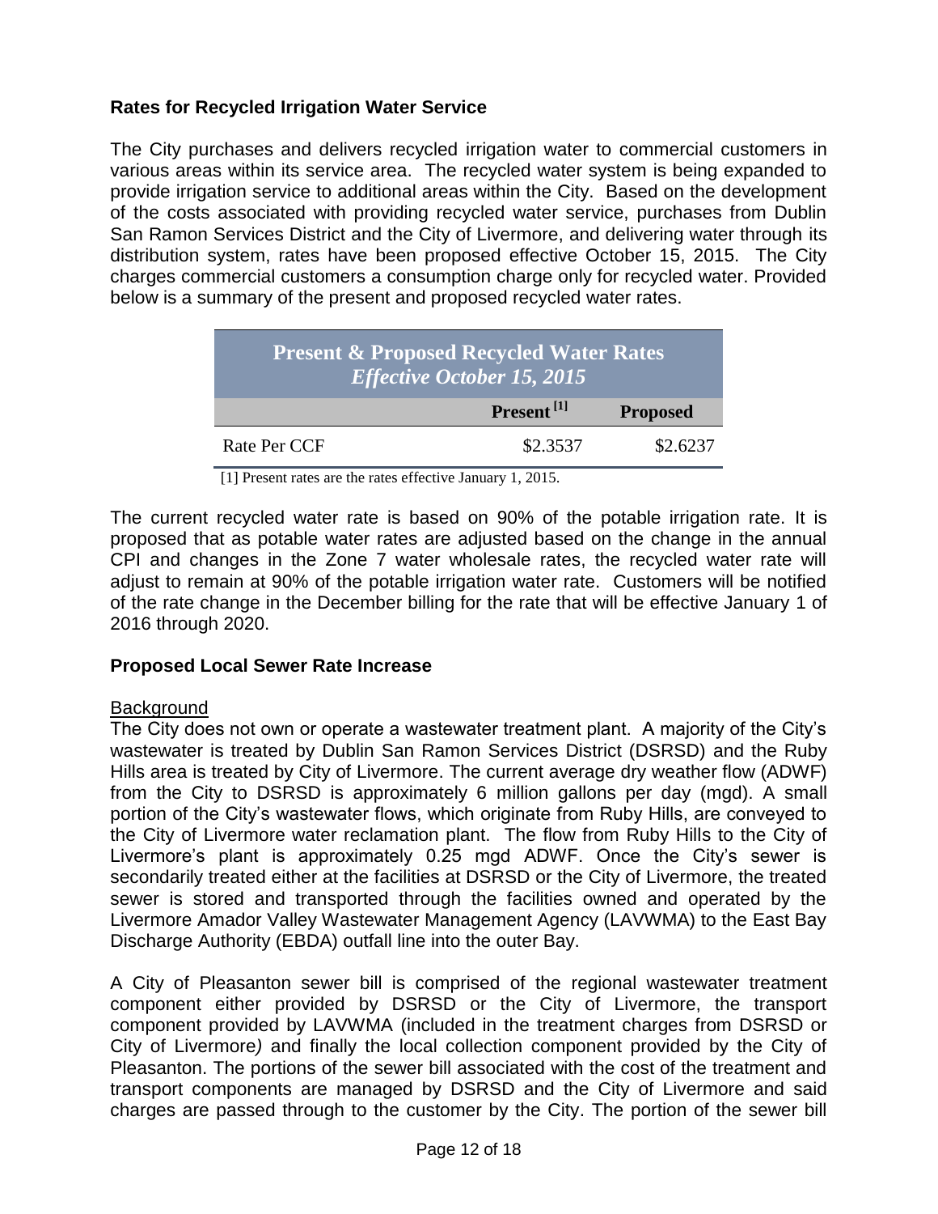### Rates for Recycled Irrigation Water Service

The City purchases and delivers recycled irrigation water to commercial customers in various areas within its service area. The recycled water system is being expanded to provide irrigation service to additional areas within the City. Based on the development of the costs associated with providing recycled water service, purchases from Dublin San Ramon Services District and the City of Livermore, and delivering water through its distribution system, rates have been proposed effective October 15, 2015. The City charges commercial customers a consumption charge only for recycled water. Provided below is a summary of the present and proposed recycled water rates.

| **Present & Proposed Recycled Water Rates** *Effective October 15, 2015* | | |
|---|---|---|
| | **Present [1]** | **Proposed** |
| Rate Per CCF | $2.3537 | $2.6237 |

[1] Present rates are the rates effective January 1, 2015.

The current recycled water rate is based on 90% of the potable irrigation rate. It is proposed that as potable water rates are adjusted based on the change in the annual CPI and changes in the Zone 7 water wholesale rates, the recycled water rate will adjust to remain at 90% of the potable irrigation water rate. Customers will be notified of the rate change in the December billing for the rate that will be effective January 1 of 2016 through 2020.

### Proposed Local Sewer Rate Increase

Background

The City does not own or operate a wastewater treatment plant. A majority of the City's wastewater is treated by Dublin San Ramon Services District (DSRSD) and the Ruby Hills area is treated by City of Livermore. The current average dry weather flow (ADWF) from the City to DSRSD is approximately 6 million gallons per day (mgd). A small portion of the City's wastewater flows, which originate from Ruby Hills, are conveyed to the City of Livermore water reclamation plant. The flow from Ruby Hills to the City of Livermore's plant is approximately 0.25 mgd ADWF. Once the City's sewer is secondarily treated either at the facilities at DSRSD or the City of Livermore, the treated sewer is stored and transported through the facilities owned and operated by the Livermore Amador Valley Wastewater Management Agency (LAVWMA) to the East Bay Discharge Authority (EBDA) outfall line into the outer Bay.

A City of Pleasanton sewer bill is comprised of the regional wastewater treatment component either provided by DSRSD or the City of Livermore, the transport component provided by LAVWMA (included in the treatment charges from DSRSD or City of Livermore) and finally the local collection component provided by the City of Pleasanton. The portions of the sewer bill associated with the cost of the treatment and transport components are managed by DSRSD and the City of Livermore and said charges are passed through to the customer by the City. The portion of the sewer bill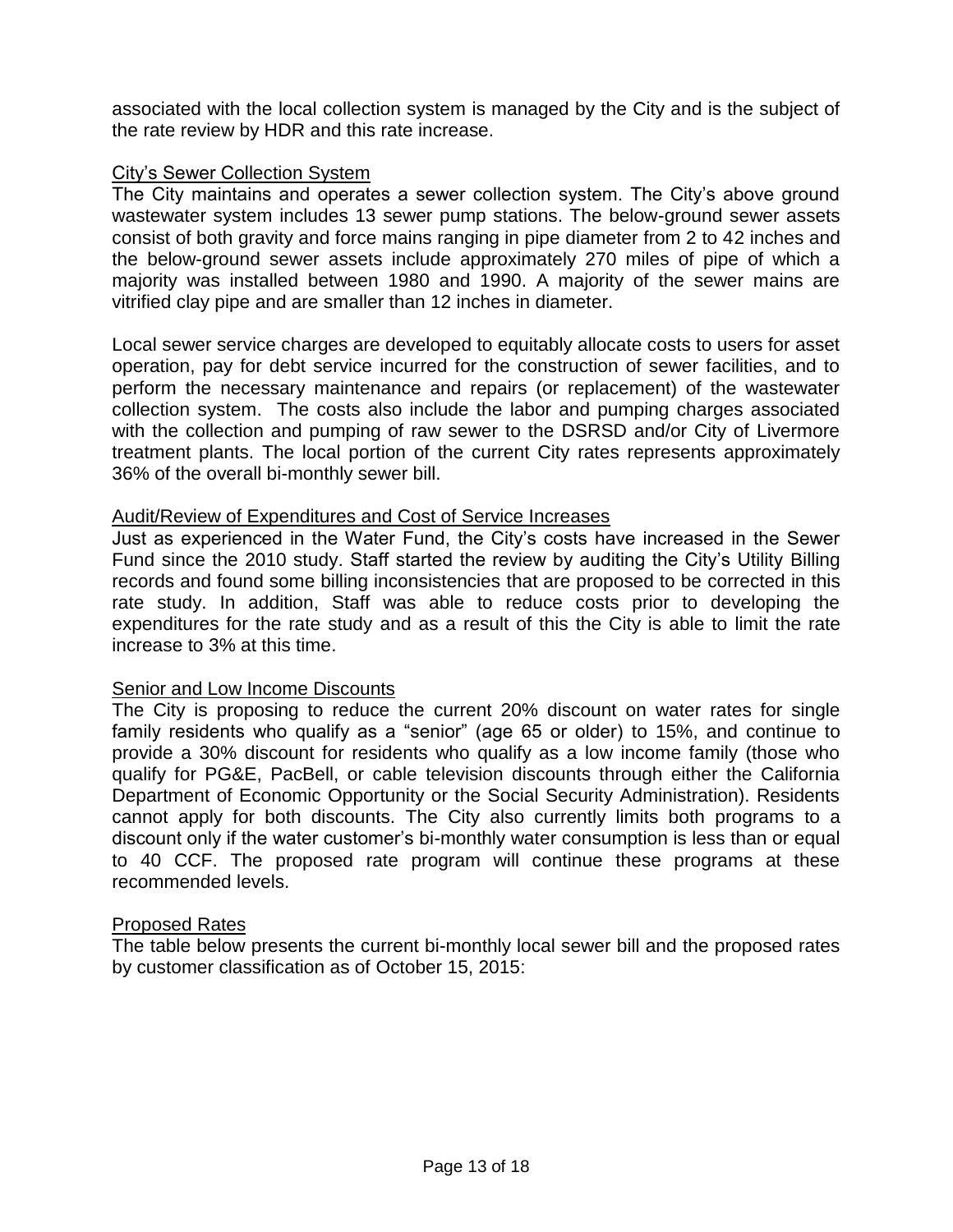associated with the local collection system is managed by the City and is the subject of the rate review by HDR and this rate increase.

<u>City's Sewer Collection System</u>

The City maintains and operates a sewer collection system. The City's above ground wastewater system includes 13 sewer pump stations. The below-ground sewer assets consist of both gravity and force mains ranging in pipe diameter from 2 to 42 inches and the below-ground sewer assets include approximately 270 miles of pipe of which a majority was installed between 1980 and 1990. A majority of the sewer mains are vitrified clay pipe and are smaller than 12 inches in diameter.

Local sewer service charges are developed to equitably allocate costs to users for asset operation, pay for debt service incurred for the construction of sewer facilities, and to perform the necessary maintenance and repairs (or replacement) of the wastewater collection system. The costs also include the labor and pumping charges associated with the collection and pumping of raw sewer to the DSRSD and/or City of Livermore treatment plants. The local portion of the current City rates represents approximately 36% of the overall bi-monthly sewer bill.

<u>Audit/Review of Expenditures and Cost of Service Increases</u>

Just as experienced in the Water Fund, the City's costs have increased in the Sewer Fund since the 2010 study. Staff started the review by auditing the City's Utility Billing records and found some billing inconsistencies that are proposed to be corrected in this rate study. In addition, Staff was able to reduce costs prior to developing the expenditures for the rate study and as a result of this the City is able to limit the rate increase to 3% at this time.

<u>Senior and Low Income Discounts</u>

The City is proposing to reduce the current 20% discount on water rates for single family residents who qualify as a "senior" (age 65 or older) to 15%, and continue to provide a 30% discount for residents who qualify as a low income family (those who qualify for PG&E, PacBell, or cable television discounts through either the California Department of Economic Opportunity or the Social Security Administration). Residents cannot apply for both discounts. The City also currently limits both programs to a discount only if the water customer's bi-monthly water consumption is less than or equal to 40 CCF. The proposed rate program will continue these programs at these recommended levels.

<u>Proposed Rates</u>

The table below presents the current bi-monthly local sewer bill and the proposed rates by customer classification as of October 15, 2015: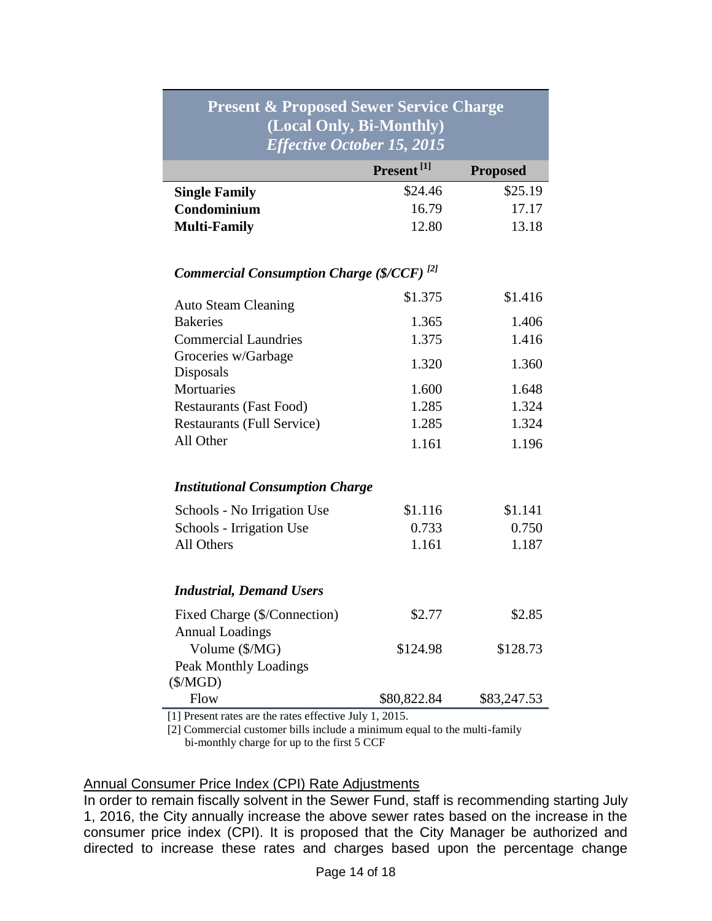| Present & Proposed Sewer Service Charge (Local Only, Bi-Monthly) *Effective October 15, 2015* | | |
|---|---|---|
| | **Present [1]** | **Proposed** |
| **Single Family** | $24.46 | $25.19 |
| **Condominium** | 16.79 | 17.17 |
| **Multi-Family** | 12.80 | 13.18 |
| ***Commercial Consumption Charge ($/CCF) [2]*** | | |
| Auto Steam Cleaning | $1.375 | $1.416 |
| Bakeries | 1.365 | 1.406 |
| Commercial Laundries | 1.375 | 1.416 |
| Groceries w/Garbage Disposals | 1.320 | 1.360 |
| Mortuaries | 1.600 | 1.648 |
| Restaurants (Fast Food) | 1.285 | 1.324 |
| Restaurants (Full Service) | 1.285 | 1.324 |
| All Other | 1.161 | 1.196 |
| ***Institutional Consumption Charge*** | | |
| Schools - No Irrigation Use | $1.116 | $1.141 |
| Schools - Irrigation Use | 0.733 | 0.750 |
| All Others | 1.161 | 1.187 |
| ***Industrial, Demand Users*** | | |
| Fixed Charge ($/Connection) | $2.77 | $2.85 |
| Annual Loadings | | |
| Volume ($/MG) | $124.98 | $128.73 |
| Peak Monthly Loadings ($/MGD) | | |
| Flow | $80,822.84 | $83,247.53 |

[1] Present rates are the rates effective July 1, 2015.

[2] Commercial customer bills include a minimum equal to the multi-family bi-monthly charge for up to the first 5 CCF

Annual Consumer Price Index (CPI) Rate Adjustments

In order to remain fiscally solvent in the Sewer Fund, staff is recommending starting July 1, 2016, the City annually increase the above sewer rates based on the increase in the consumer price index (CPI). It is proposed that the City Manager be authorized and directed to increase these rates and charges based upon the percentage change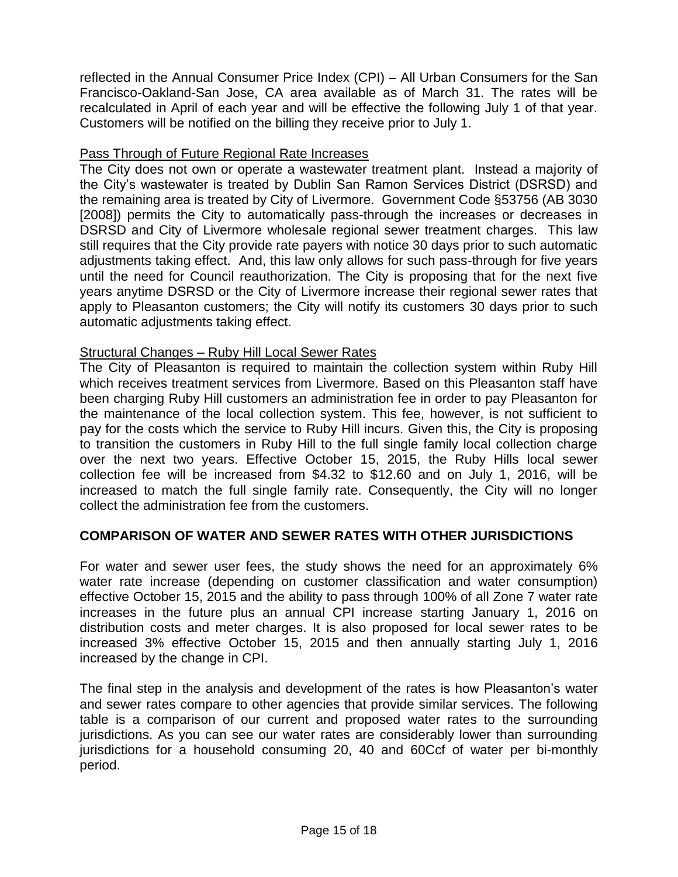reflected in the Annual Consumer Price Index (CPI) – All Urban Consumers for the San Francisco-Oakland-San Jose, CA area available as of March 31. The rates will be recalculated in April of each year and will be effective the following July 1 of that year. Customers will be notified on the billing they receive prior to July 1.

Pass Through of Future Regional Rate Increases

The City does not own or operate a wastewater treatment plant. Instead a majority of the City's wastewater is treated by Dublin San Ramon Services District (DSRSD) and the remaining area is treated by City of Livermore. Government Code §53756 (AB 3030 [2008]) permits the City to automatically pass-through the increases or decreases in DSRSD and City of Livermore wholesale regional sewer treatment charges. This law still requires that the City provide rate payers with notice 30 days prior to such automatic adjustments taking effect. And, this law only allows for such pass-through for five years until the need for Council reauthorization. The City is proposing that for the next five years anytime DSRSD or the City of Livermore increase their regional sewer rates that apply to Pleasanton customers; the City will notify its customers 30 days prior to such automatic adjustments taking effect.

Structural Changes – Ruby Hill Local Sewer Rates

The City of Pleasanton is required to maintain the collection system within Ruby Hill which receives treatment services from Livermore. Based on this Pleasanton staff have been charging Ruby Hill customers an administration fee in order to pay Pleasanton for the maintenance of the local collection system. This fee, however, is not sufficient to pay for the costs which the service to Ruby Hill incurs. Given this, the City is proposing to transition the customers in Ruby Hill to the full single family local collection charge over the next two years. Effective October 15, 2015, the Ruby Hills local sewer collection fee will be increased from $4.32 to $12.60 and on July 1, 2016, will be increased to match the full single family rate. Consequently, the City will no longer collect the administration fee from the customers.

## COMPARISON OF WATER AND SEWER RATES WITH OTHER JURISDICTIONS

For water and sewer user fees, the study shows the need for an approximately 6% water rate increase (depending on customer classification and water consumption) effective October 15, 2015 and the ability to pass through 100% of all Zone 7 water rate increases in the future plus an annual CPI increase starting January 1, 2016 on distribution costs and meter charges. It is also proposed for local sewer rates to be increased 3% effective October 15, 2015 and then annually starting July 1, 2016 increased by the change in CPI.

The final step in the analysis and development of the rates is how Pleasanton's water and sewer rates compare to other agencies that provide similar services. The following table is a comparison of our current and proposed water rates to the surrounding jurisdictions. As you can see our water rates are considerably lower than surrounding jurisdictions for a household consuming 20, 40 and 60Ccf of water per bi-monthly period.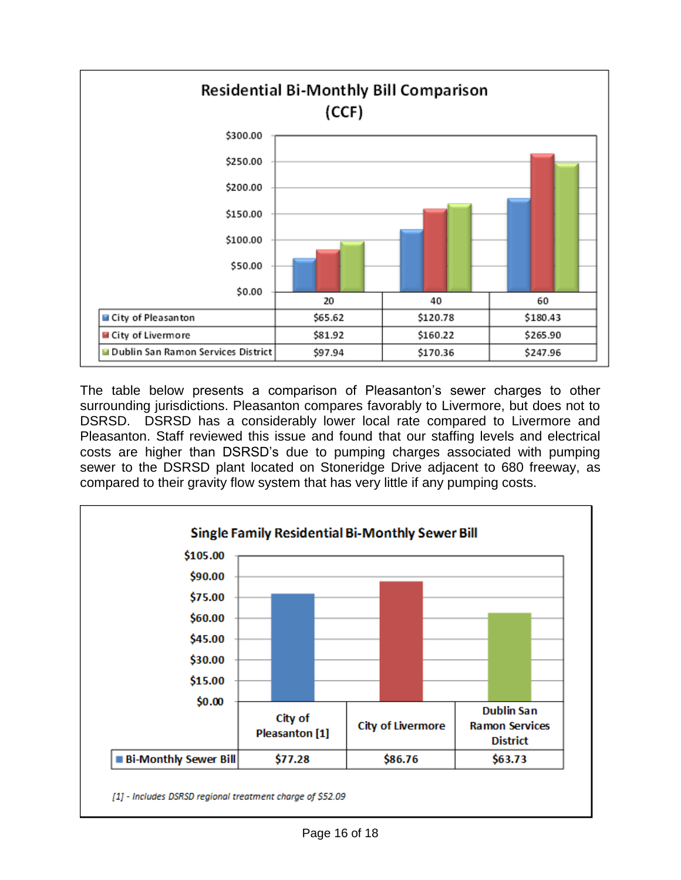Residential Bi-Monthly Bill Comparison
(CCF)

$300.00
$250.00
$200.00
$150.00
$100.00
$50.00
$0.00

20 40 60

City of Pleasanton $65.62 $120.78 $180.43

City of Livermore $81.92 $160.22 $265.90

Dublin San Ramon Services District $97.94 $170.36 $247.96

The table below presents a comparison of Pleasanton's sewer charges to other surrounding jurisdictions. Pleasanton compares favorably to Livermore, but does not to DSRSD. DSRSD has a considerably lower local rate compared to Livermore and Pleasanton. Staff reviewed this issue and found that our staffing levels and electrical costs are higher than DSRSD's due to pumping charges associated with pumping sewer to the DSRSD plant located on Stoneridge Drive adjacent to 680 freeway, as compared to their gravity flow system that has very little if any pumping costs.

Single Family Residential Bi-Monthly Sewer Bill

$105.00
$90.00
$75.00
$60.00
$45.00
$30.00
$15.00
$0.00

City of Pleasanton [1] City of Livermore Dublin San Ramon Services District

Bi-Monthly Sewer Bill $77.28 $86.76 $63.73

*[1] - Includes DSRSD regional treatment charge of $52.09*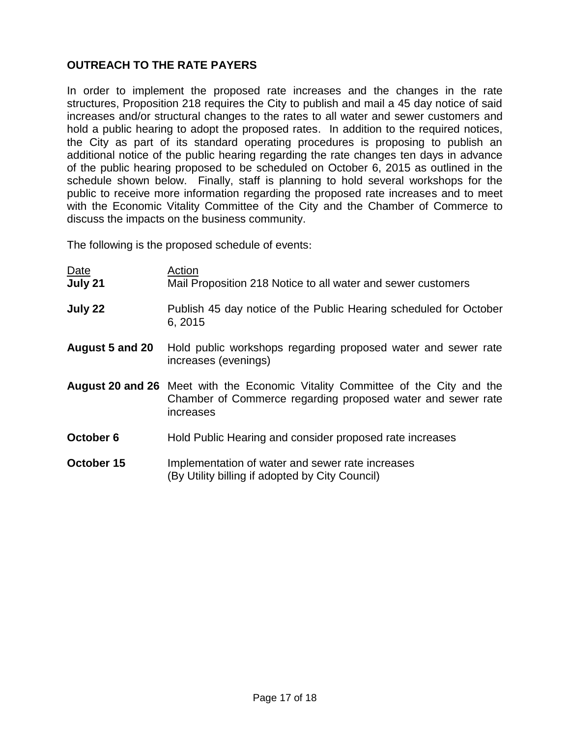## OUTREACH TO THE RATE PAYERS

In order to implement the proposed rate increases and the changes in the rate structures, Proposition 218 requires the City to publish and mail a 45 day notice of said increases and/or structural changes to the rates to all water and sewer customers and hold a public hearing to adopt the proposed rates. In addition to the required notices, the City as part of its standard operating procedures is proposing to publish an additional notice of the public hearing regarding the rate changes ten days in advance of the public hearing proposed to be scheduled on October 6, 2015 as outlined in the schedule shown below. Finally, staff is planning to hold several workshops for the public to receive more information regarding the proposed rate increases and to meet with the Economic Vitality Committee of the City and the Chamber of Commerce to discuss the impacts on the business community.

The following is the proposed schedule of events:

| Date | Action |
|---|---|
| **July 21** | Mail Proposition 218 Notice to all water and sewer customers |
| **July 22** | Publish 45 day notice of the Public Hearing scheduled for October 6, 2015 |
| **August 5 and 20** | Hold public workshops regarding proposed water and sewer rate increases (evenings) |
| **August 20 and 26** | Meet with the Economic Vitality Committee of the City and the Chamber of Commerce regarding proposed water and sewer rate increases |
| **October 6** | Hold Public Hearing and consider proposed rate increases |
| **October 15** | Implementation of water and sewer rate increases (By Utility billing if adopted by City Council) |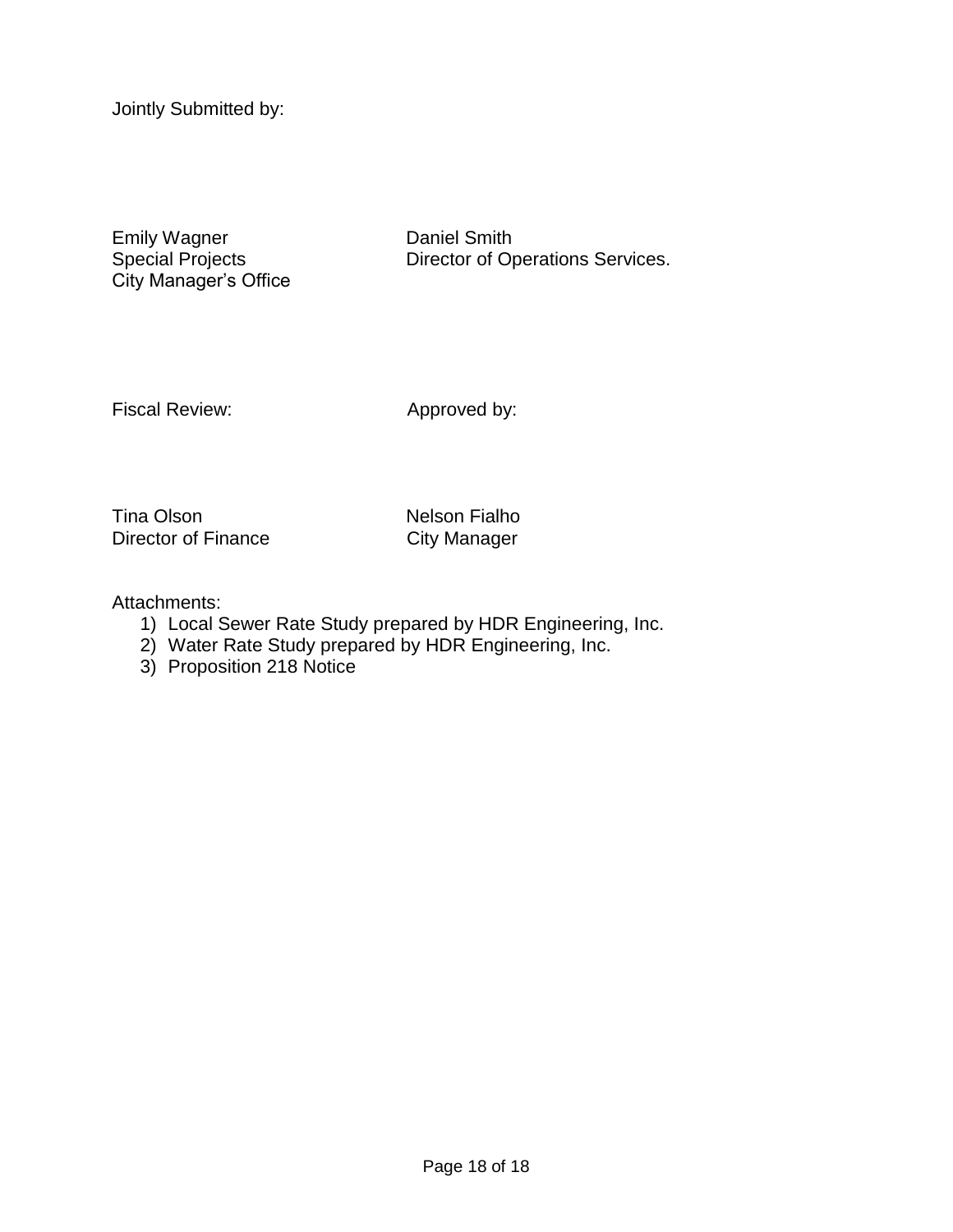Jointly Submitted by:

Emily Wagner
Special Projects
City Manager's Office

Daniel Smith
Director of Operations Services.

Fiscal Review:

Tina Olson
Director of Finance

Approved by:

Nelson Fialho
City Manager

Attachments:

1) Local Sewer Rate Study prepared by HDR Engineering, Inc.
2) Water Rate Study prepared by HDR Engineering, Inc.
3) Proposition 218 Notice